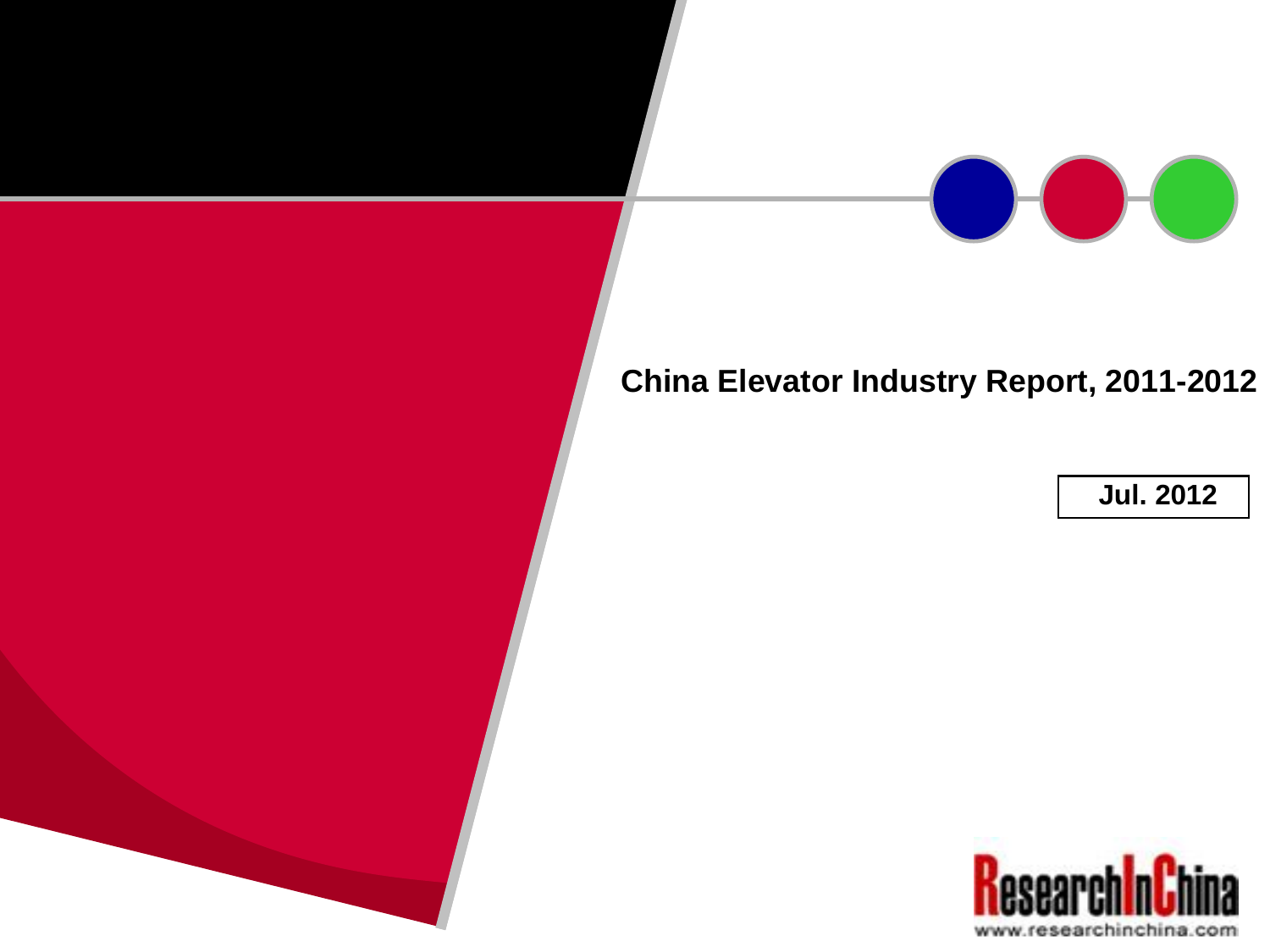# China Elevator Industry Report, 2011-2012

**Jul. 2012**

ResearchInChina

www.researchinchina.com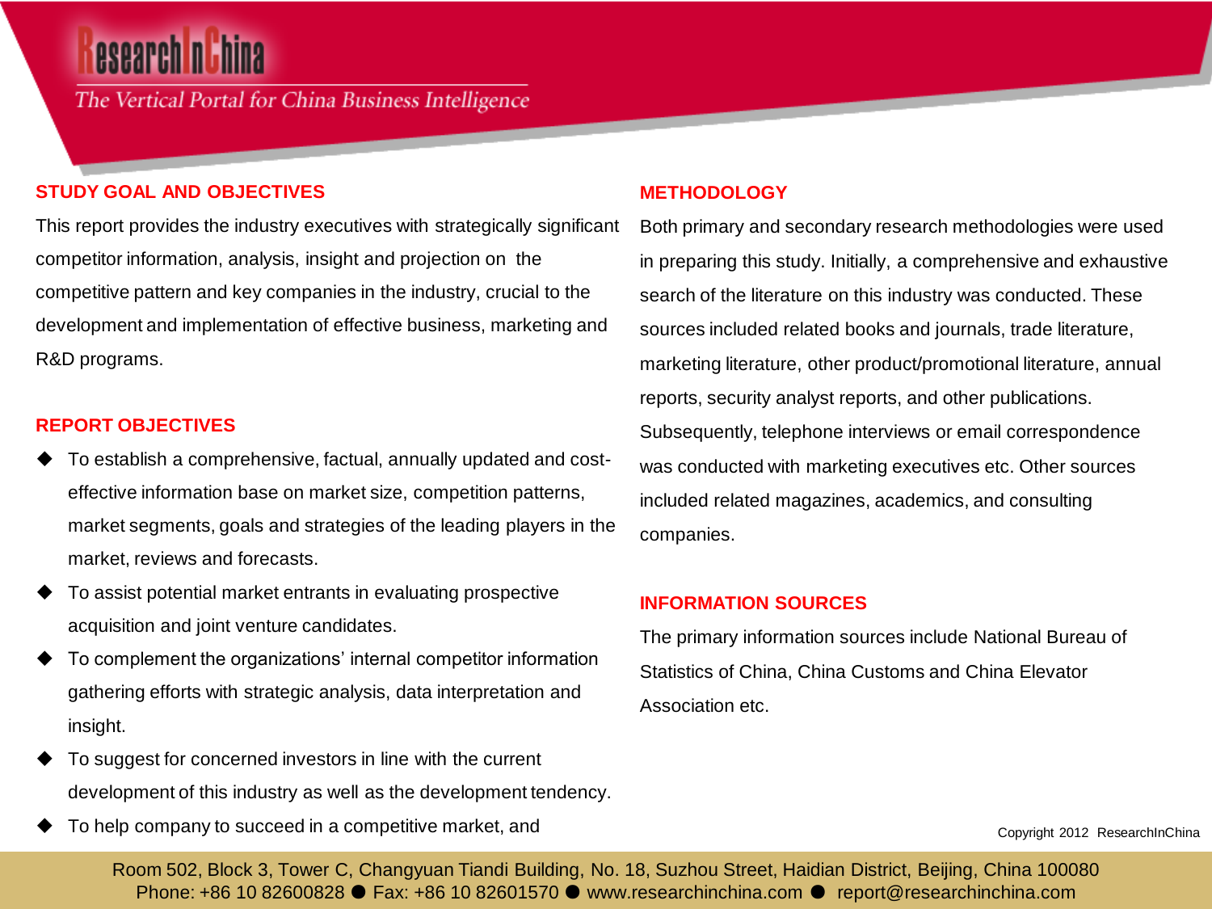## STUDY GOAL AND OBJECTIVES

This report provides the industry executives with strategically significant competitor information, analysis, insight and projection on the competitive pattern and key companies in the industry, crucial to the development and implementation of effective business, marketing and R&D programs.

## REPORT OBJECTIVES

- To establish a comprehensive, factual, annually updated and cost-effective information base on market size, competition patterns, market segments, goals and strategies of the leading players in the market, reviews and forecasts.
- To assist potential market entrants in evaluating prospective acquisition and joint venture candidates.
- To complement the organizations' internal competitor information gathering efforts with strategic analysis, data interpretation and insight.
- To suggest for concerned investors in line with the current development of this industry as well as the development tendency.
- To help company to succeed in a competitive market, and

## METHODOLOGY

Both primary and secondary research methodologies were used in preparing this study. Initially, a comprehensive and exhaustive search of the literature on this industry was conducted. These sources included related books and journals, trade literature, marketing literature, other product/promotional literature, annual reports, security analyst reports, and other publications. Subsequently, telephone interviews or email correspondence was conducted with marketing executives etc. Other sources included related magazines, academics, and consulting companies.

## INFORMATION SOURCES

The primary information sources include National Bureau of Statistics of China, China Customs and China Elevator Association etc.

Copyright 2012 ResearchInChina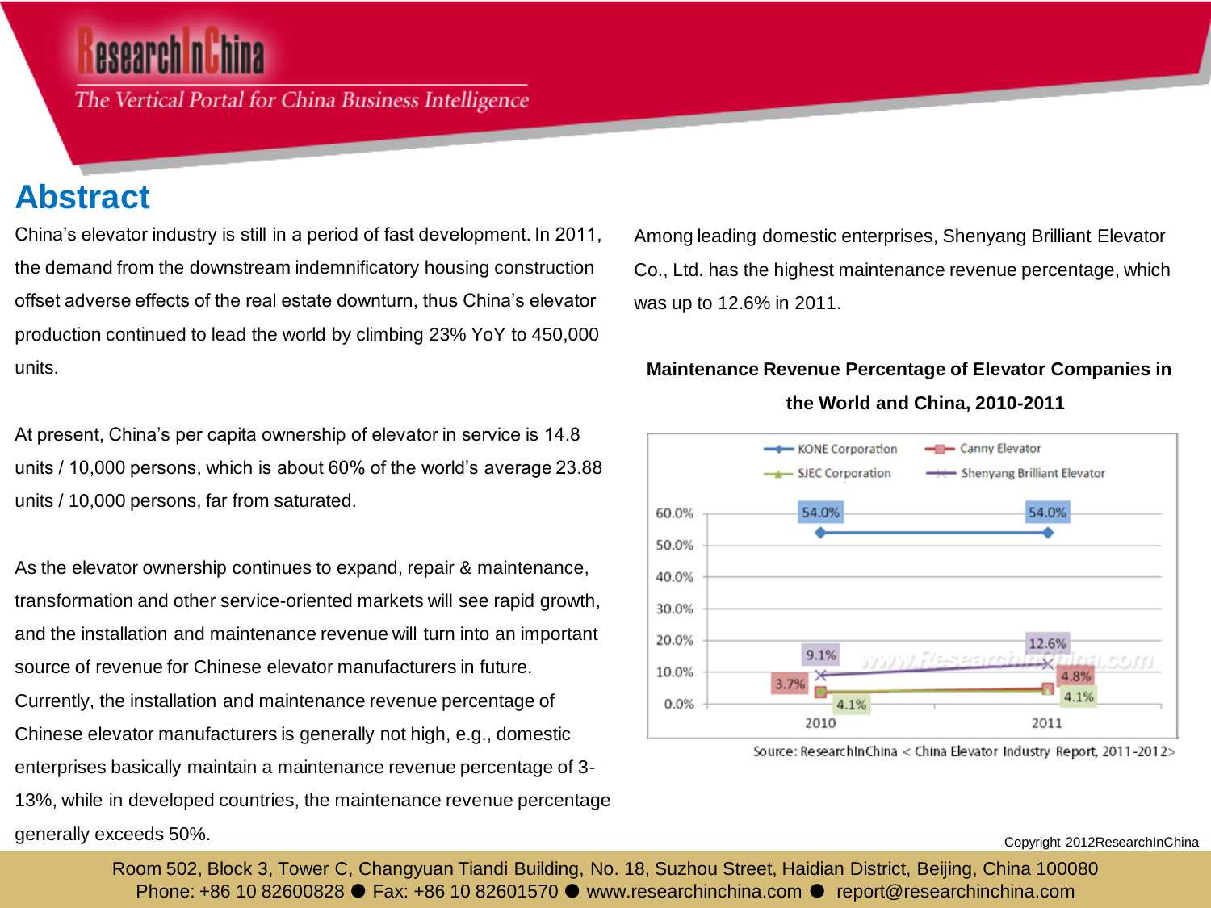# Abstract

China's elevator industry is still in a period of fast development. In 2011, the demand from the downstream indemnificatory housing construction offset adverse effects of the real estate downturn, thus China's elevator production continued to lead the world by climbing 23% YoY to 450,000 units.

At present, China's per capita ownership of elevator in service is 14.8 units / 10,000 persons, which is about 60% of the world's average 23.88 units / 10,000 persons, far from saturated.

As the elevator ownership continues to expand, repair & maintenance, transformation and other service-oriented markets will see rapid growth, and the installation and maintenance revenue will turn into an important source of revenue for Chinese elevator manufacturers in future. Currently, the installation and maintenance revenue percentage of Chinese elevator manufacturers is generally not high, e.g., domestic enterprises basically maintain a maintenance revenue percentage of 3-13%, while in developed countries, the maintenance revenue percentage generally exceeds 50%.

Among leading domestic enterprises, Shenyang Brilliant Elevator Co., Ltd. has the highest maintenance revenue percentage, which was up to 12.6% in 2011.

**Maintenance Revenue Percentage of Elevator Companies in the World and China, 2010-2011**

| Company | 2010 | 2011 |
|---|---|---|
| KONE Corporation | 54.0% | 54.0% |
| Canny Elevator | 3.7% | 4.8% |
| SJEC Corporation | 4.1% | 4.1% |
| Shenyang Brilliant Elevator | 9.1% | 12.6% |

Source: ResearchInChina < China Elevator Industry Report, 2011-2012>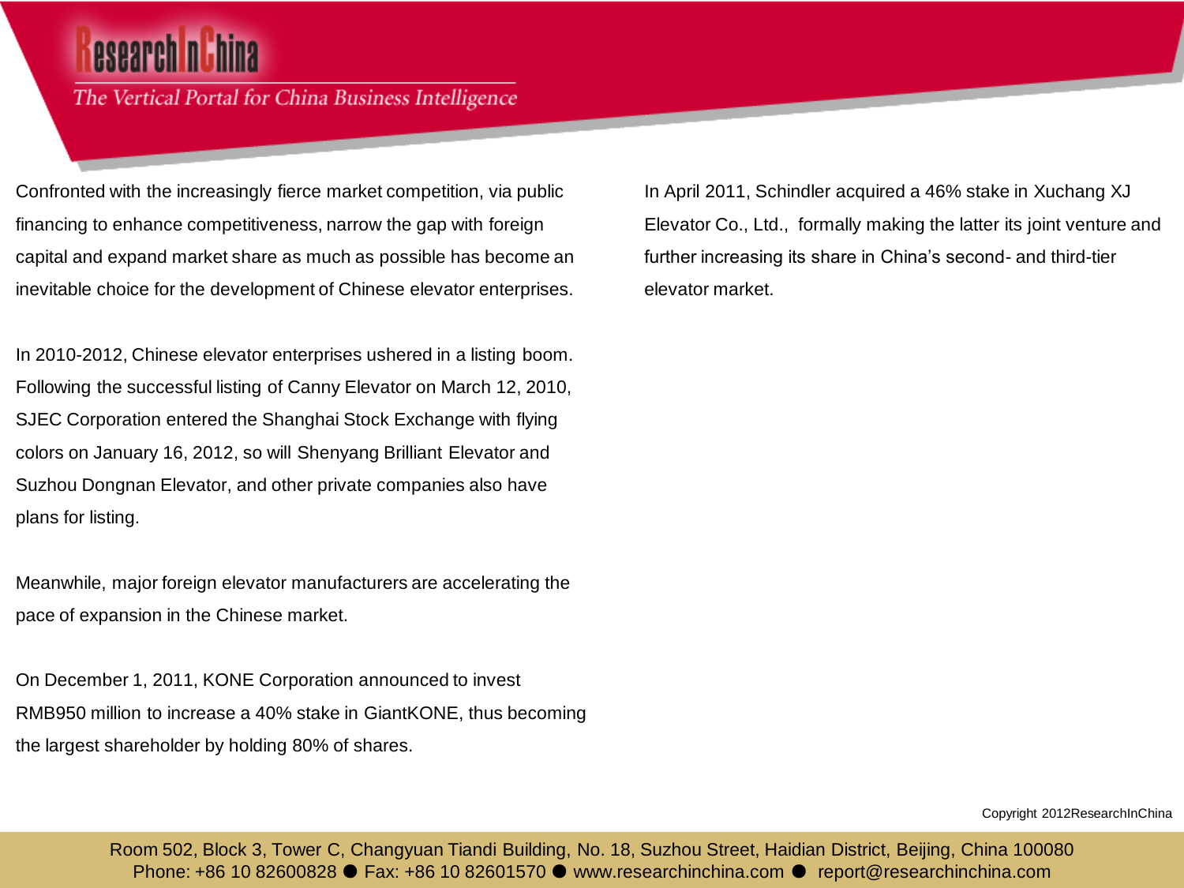Confronted with the increasingly fierce market competition, via public financing to enhance competitiveness, narrow the gap with foreign capital and expand market share as much as possible has become an inevitable choice for the development of Chinese elevator enterprises.

In 2010-2012, Chinese elevator enterprises ushered in a listing boom. Following the successful listing of Canny Elevator on March 12, 2010, SJEC Corporation entered the Shanghai Stock Exchange with flying colors on January 16, 2012, so will Shenyang Brilliant Elevator and Suzhou Dongnan Elevator, and other private companies also have plans for listing.

Meanwhile, major foreign elevator manufacturers are accelerating the pace of expansion in the Chinese market.

On December 1, 2011, KONE Corporation announced to invest RMB950 million to increase a 40% stake in GiantKONE, thus becoming the largest shareholder by holding 80% of shares.

In April 2011, Schindler acquired a 46% stake in Xuchang XJ Elevator Co., Ltd., formally making the latter its joint venture and further increasing its share in China's second- and third-tier elevator market.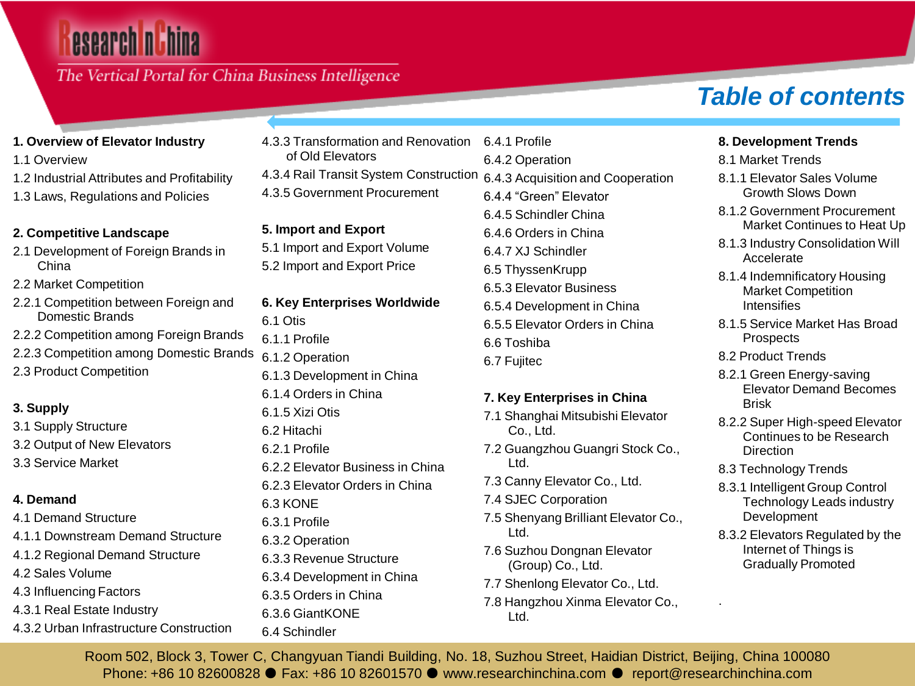# Table of contents

**1. Overview of Elevator Industry**

1.1 Overview
1.2 Industrial Attributes and Profitability
1.3 Laws, Regulations and Policies

**2. Competitive Landscape**

2.1 Development of Foreign Brands in China
2.2 Market Competition
2.2.1 Competition between Foreign and Domestic Brands
2.2.2 Competition among Foreign Brands
2.2.3 Competition among Domestic Brands
2.3 Product Competition

**3. Supply**

3.1 Supply Structure
3.2 Output of New Elevators
3.3 Service Market

**4. Demand**

4.1 Demand Structure
4.1.1 Downstream Demand Structure
4.1.2 Regional Demand Structure
4.2 Sales Volume
4.3 Influencing Factors
4.3.1 Real Estate Industry
4.3.2 Urban Infrastructure Construction
4.3.3 Transformation and Renovation of Old Elevators
4.3.4 Rail Transit System Construction
4.3.5 Government Procurement

**5. Import and Export**

5.1 Import and Export Volume
5.2 Import and Export Price

**6. Key Enterprises Worldwide**

6.1 Otis
6.1.1 Profile
6.1.2 Operation
6.1.3 Development in China
6.1.4 Orders in China
6.1.5 Xizi Otis
6.2 Hitachi
6.2.1 Profile
6.2.2 Elevator Business in China
6.2.3 Elevator Orders in China
6.3 KONE
6.3.1 Profile
6.3.2 Operation
6.3.3 Revenue Structure
6.3.4 Development in China
6.3.5 Orders in China
6.3.6 GiantKONE
6.4 Schindler
6.4.1 Profile
6.4.2 Operation
6.4.3 Acquisition and Cooperation
6.4.4 "Green" Elevator
6.4.5 Schindler China
6.4.6 Orders in China
6.4.7 XJ Schindler
6.5 ThyssenKrupp
6.5.3 Elevator Business
6.5.4 Development in China
6.5.5 Elevator Orders in China
6.6 Toshiba
6.7 Fujitec

**7. Key Enterprises in China**

7.1 Shanghai Mitsubishi Elevator Co., Ltd.
7.2 Guangzhou Guangri Stock Co., Ltd.
7.3 Canny Elevator Co., Ltd.
7.4 SJEC Corporation
7.5 Shenyang Brilliant Elevator Co., Ltd.
7.6 Suzhou Dongnan Elevator (Group) Co., Ltd.
7.7 Shenlong Elevator Co., Ltd.
7.8 Hangzhou Xinma Elevator Co., Ltd.

**8. Development Trends**

8.1 Market Trends
8.1.1 Elevator Sales Volume Growth Slows Down
8.1.2 Government Procurement Market Continues to Heat Up
8.1.3 Industry Consolidation Will Accelerate
8.1.4 Indemnificatory Housing Market Competition Intensifies
8.1.5 Service Market Has Broad Prospects
8.2 Product Trends
8.2.1 Green Energy-saving Elevator Demand Becomes Brisk
8.2.2 Super High-speed Elevator Continues to be Research Direction
8.3 Technology Trends
8.3.1 Intelligent Group Control Technology Leads industry Development
8.3.2 Elevators Regulated by the Internet of Things is Gradually Promoted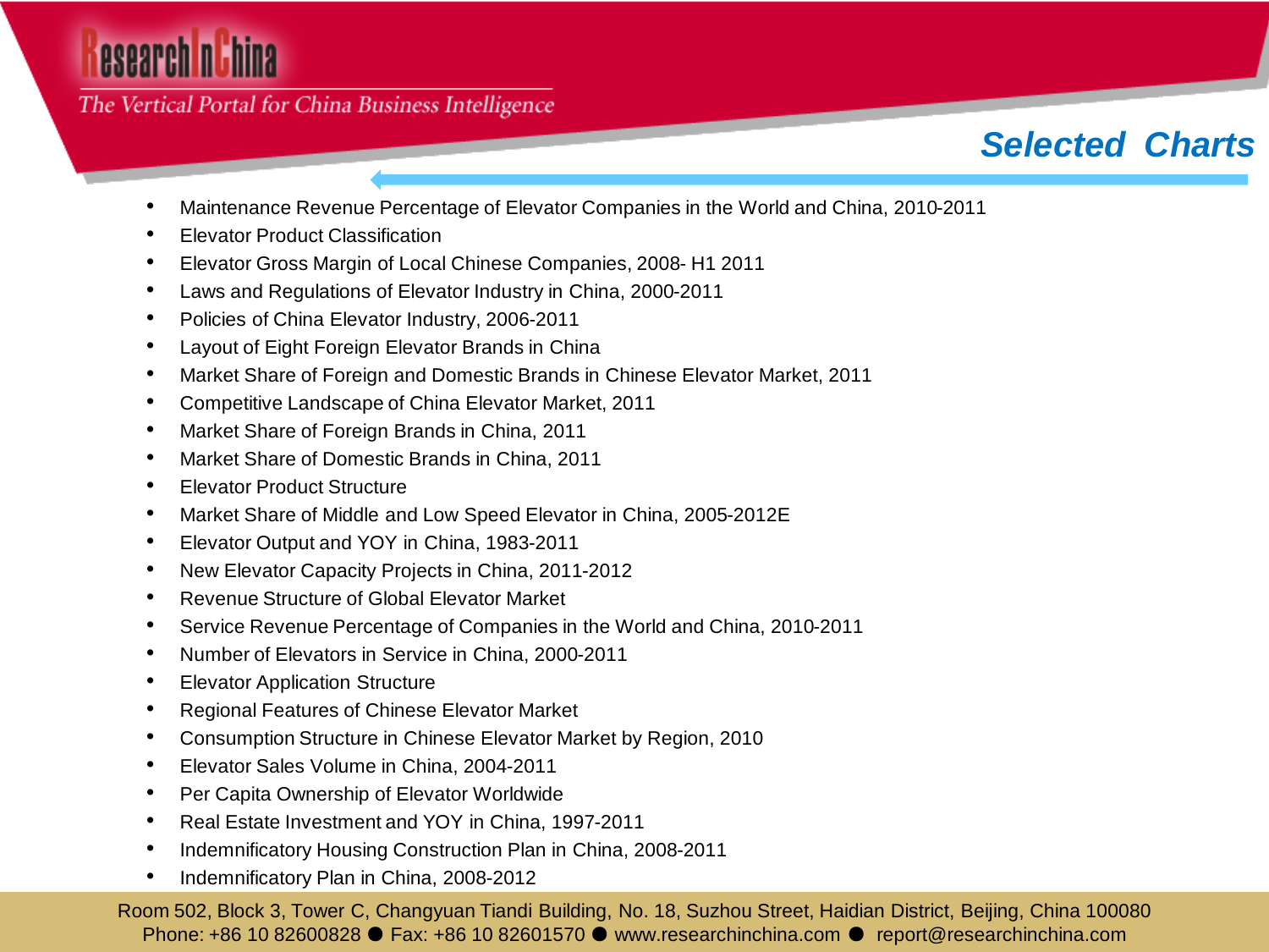## Selected Charts

- Maintenance Revenue Percentage of Elevator Companies in the World and China, 2010-2011
- Elevator Product Classification
- Elevator Gross Margin of Local Chinese Companies, 2008- H1 2011
- Laws and Regulations of Elevator Industry in China, 2000-2011
- Policies of China Elevator Industry, 2006-2011
- Layout of Eight Foreign Elevator Brands in China
- Market Share of Foreign and Domestic Brands in Chinese Elevator Market, 2011
- Competitive Landscape of China Elevator Market, 2011
- Market Share of Foreign Brands in China, 2011
- Market Share of Domestic Brands in China, 2011
- Elevator Product Structure
- Market Share of Middle and Low Speed Elevator in China, 2005-2012E
- Elevator Output and YOY in China, 1983-2011
- New Elevator Capacity Projects in China, 2011-2012
- Revenue Structure of Global Elevator Market
- Service Revenue Percentage of Companies in the World and China, 2010-2011
- Number of Elevators in Service in China, 2000-2011
- Elevator Application Structure
- Regional Features of Chinese Elevator Market
- Consumption Structure in Chinese Elevator Market by Region, 2010
- Elevator Sales Volume in China, 2004-2011
- Per Capita Ownership of Elevator Worldwide
- Real Estate Investment and YOY in China, 1997-2011
- Indemnificatory Housing Construction Plan in China, 2008-2011
- Indemnificatory Plan in China, 2008-2012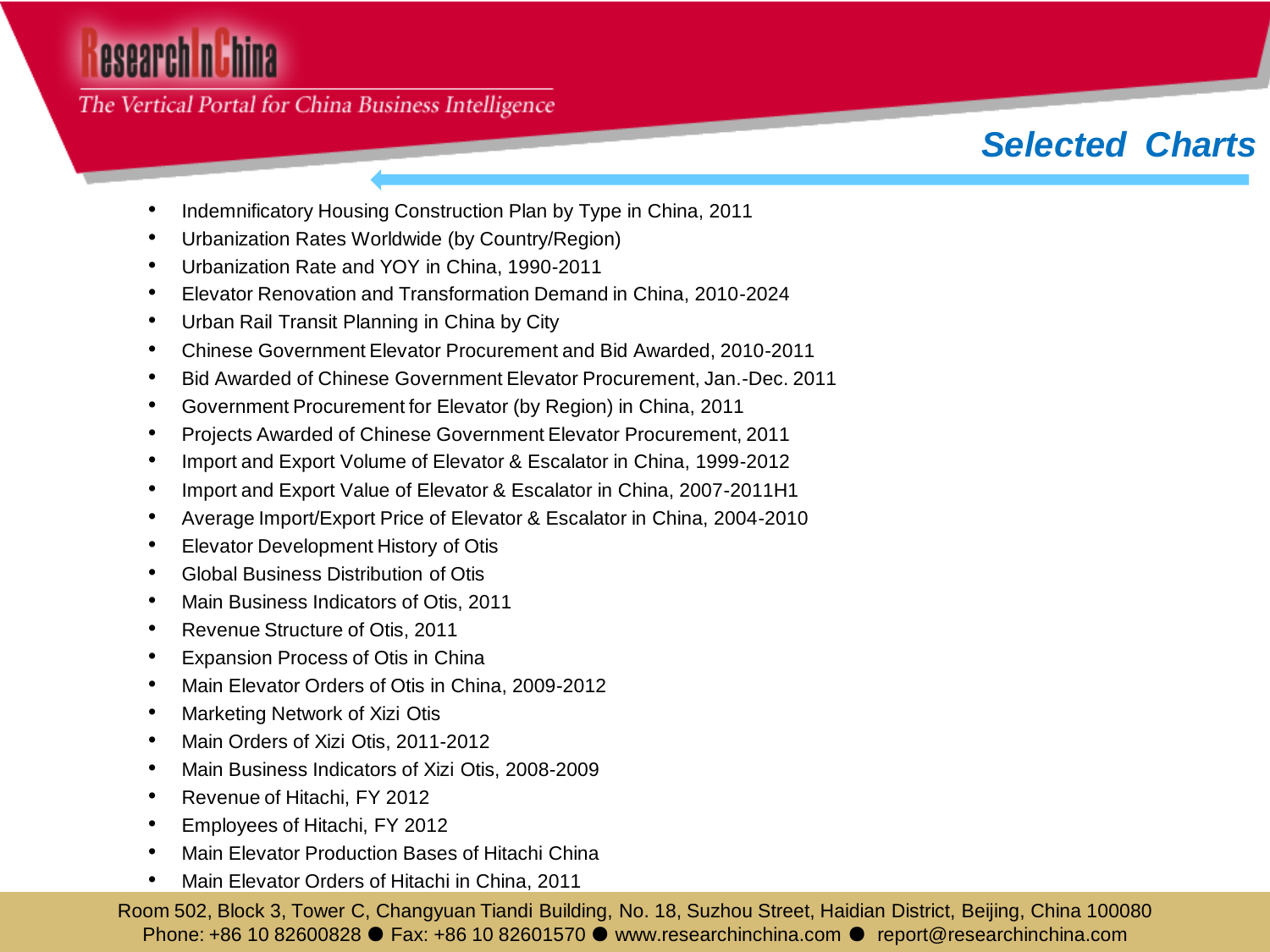## Selected Charts

- Indemnificatory Housing Construction Plan by Type in China, 2011
- Urbanization Rates Worldwide (by Country/Region)
- Urbanization Rate and YOY in China, 1990-2011
- Elevator Renovation and Transformation Demand in China, 2010-2024
- Urban Rail Transit Planning in China by City
- Chinese Government Elevator Procurement and Bid Awarded, 2010-2011
- Bid Awarded of Chinese Government Elevator Procurement, Jan.-Dec. 2011
- Government Procurement for Elevator (by Region) in China, 2011
- Projects Awarded of Chinese Government Elevator Procurement, 2011
- Import and Export Volume of Elevator & Escalator in China, 1999-2012
- Import and Export Value of Elevator & Escalator in China, 2007-2011H1
- Average Import/Export Price of Elevator & Escalator in China, 2004-2010
- Elevator Development History of Otis
- Global Business Distribution of Otis
- Main Business Indicators of Otis, 2011
- Revenue Structure of Otis, 2011
- Expansion Process of Otis in China
- Main Elevator Orders of Otis in China, 2009-2012
- Marketing Network of Xizi Otis
- Main Orders of Xizi Otis, 2011-2012
- Main Business Indicators of Xizi Otis, 2008-2009
- Revenue of Hitachi, FY 2012
- Employees of Hitachi, FY 2012
- Main Elevator Production Bases of Hitachi China
- Main Elevator Orders of Hitachi in China, 2011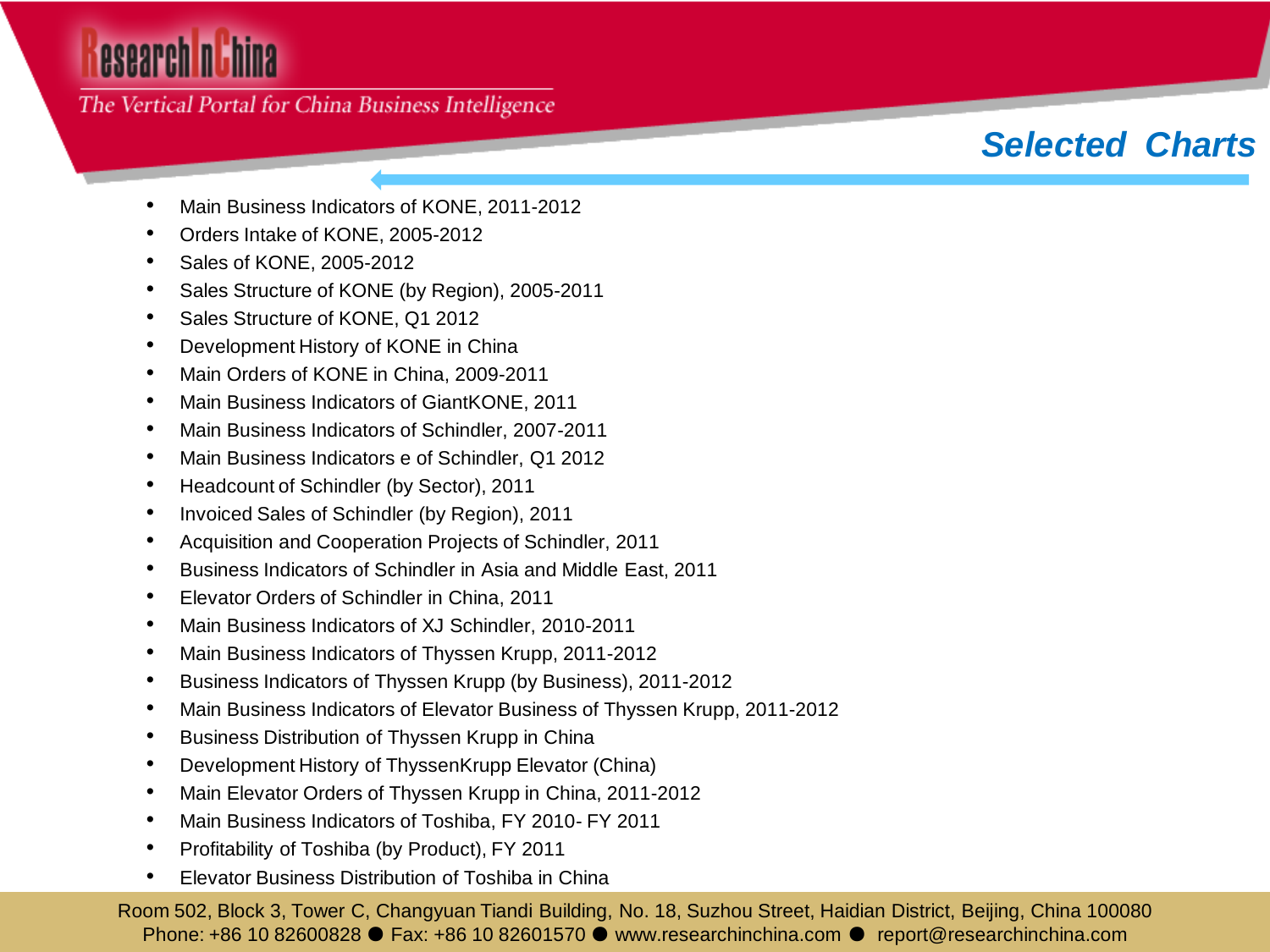## Selected Charts

- Main Business Indicators of KONE, 2011-2012
- Orders Intake of KONE, 2005-2012
- Sales of KONE, 2005-2012
- Sales Structure of KONE (by Region), 2005-2011
- Sales Structure of KONE, Q1 2012
- Development History of KONE in China
- Main Orders of KONE in China, 2009-2011
- Main Business Indicators of GiantKONE, 2011
- Main Business Indicators of Schindler, 2007-2011
- Main Business Indicators e of Schindler, Q1 2012
- Headcount of Schindler (by Sector), 2011
- Invoiced Sales of Schindler (by Region), 2011
- Acquisition and Cooperation Projects of Schindler, 2011
- Business Indicators of Schindler in Asia and Middle East, 2011
- Elevator Orders of Schindler in China, 2011
- Main Business Indicators of XJ Schindler, 2010-2011
- Main Business Indicators of Thyssen Krupp, 2011-2012
- Business Indicators of Thyssen Krupp (by Business), 2011-2012
- Main Business Indicators of Elevator Business of Thyssen Krupp, 2011-2012
- Business Distribution of Thyssen Krupp in China
- Development History of ThyssenKrupp Elevator (China)
- Main Elevator Orders of Thyssen Krupp in China, 2011-2012
- Main Business Indicators of Toshiba, FY 2010- FY 2011
- Profitability of Toshiba (by Product), FY 2011
- Elevator Business Distribution of Toshiba in China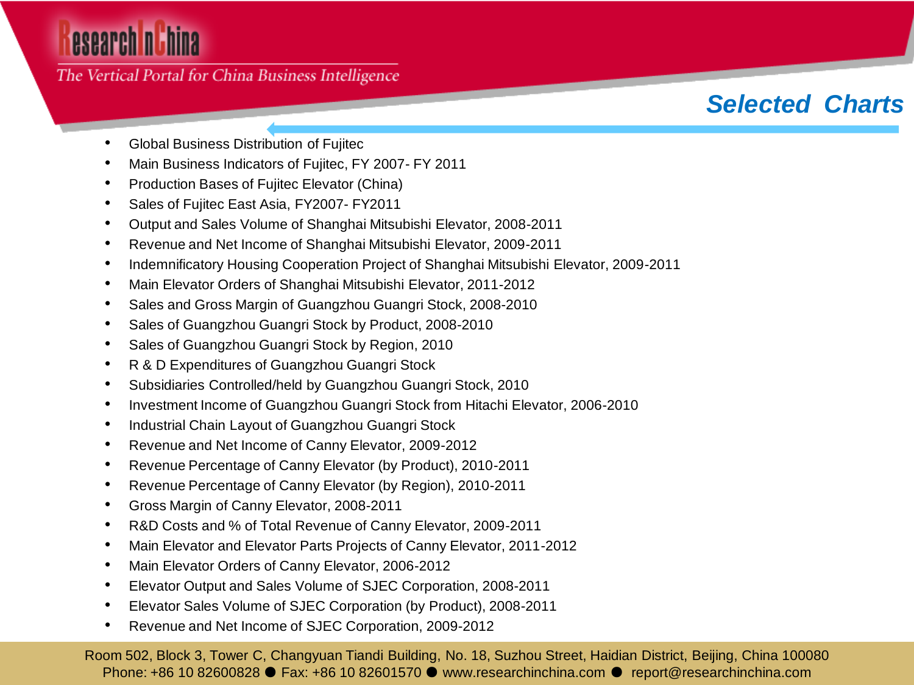## Selected Charts

- Global Business Distribution of Fujitec
- Main Business Indicators of Fujitec, FY 2007- FY 2011
- Production Bases of Fujitec Elevator (China)
- Sales of Fujitec East Asia, FY2007- FY2011
- Output and Sales Volume of Shanghai Mitsubishi Elevator, 2008-2011
- Revenue and Net Income of Shanghai Mitsubishi Elevator, 2009-2011
- Indemnificatory Housing Cooperation Project of Shanghai Mitsubishi Elevator, 2009-2011
- Main Elevator Orders of Shanghai Mitsubishi Elevator, 2011-2012
- Sales and Gross Margin of Guangzhou Guangri Stock, 2008-2010
- Sales of Guangzhou Guangri Stock by Product, 2008-2010
- Sales of Guangzhou Guangri Stock by Region, 2010
- R & D Expenditures of Guangzhou Guangri Stock
- Subsidiaries Controlled/held by Guangzhou Guangri Stock, 2010
- Investment Income of Guangzhou Guangri Stock from Hitachi Elevator, 2006-2010
- Industrial Chain Layout of Guangzhou Guangri Stock
- Revenue and Net Income of Canny Elevator, 2009-2012
- Revenue Percentage of Canny Elevator (by Product), 2010-2011
- Revenue Percentage of Canny Elevator (by Region), 2010-2011
- Gross Margin of Canny Elevator, 2008-2011
- R&D Costs and % of Total Revenue of Canny Elevator, 2009-2011
- Main Elevator and Elevator Parts Projects of Canny Elevator, 2011-2012
- Main Elevator Orders of Canny Elevator, 2006-2012
- Elevator Output and Sales Volume of SJEC Corporation, 2008-2011
- Elevator Sales Volume of SJEC Corporation (by Product), 2008-2011
- Revenue and Net Income of SJEC Corporation, 2009-2012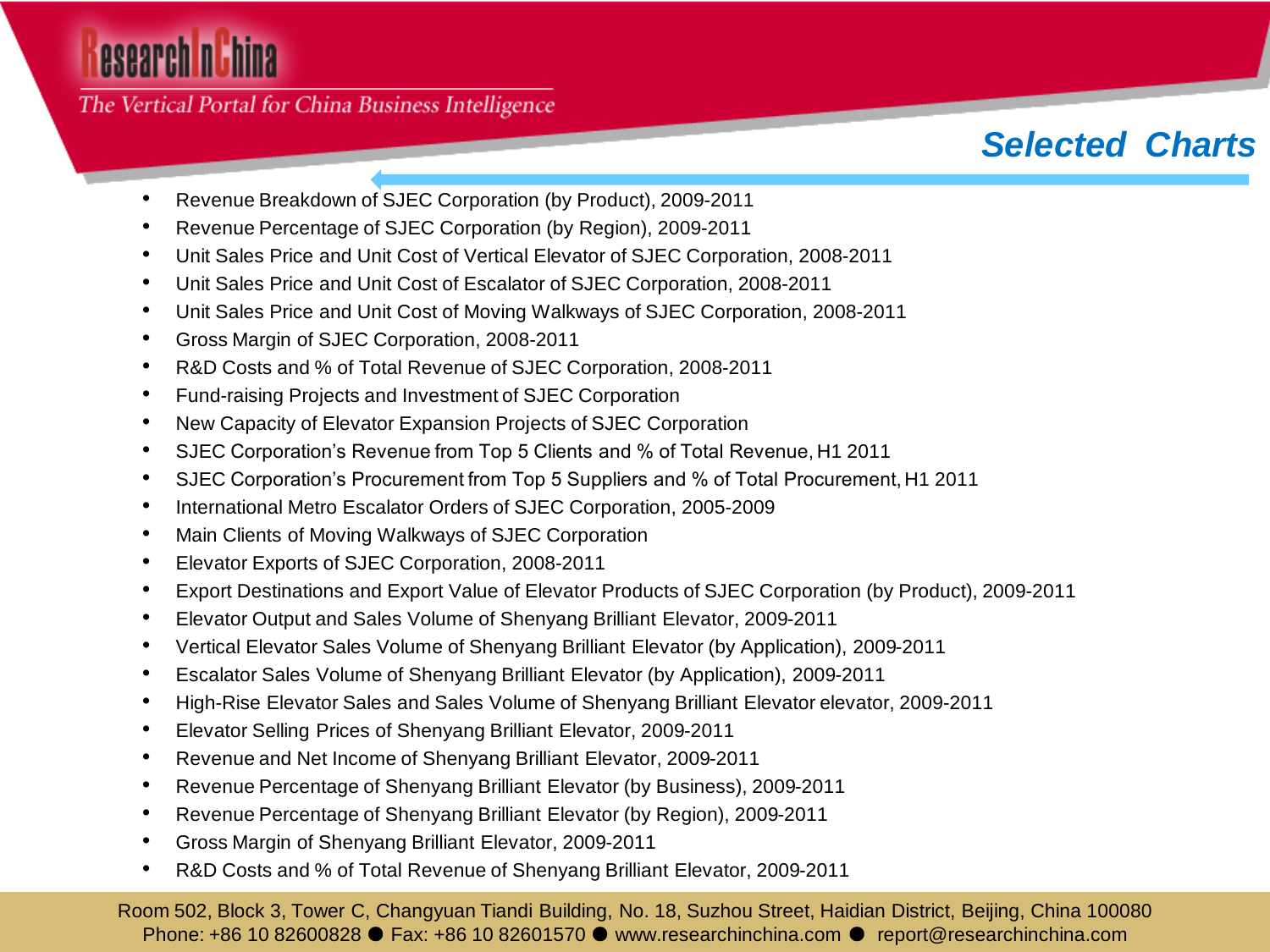## Selected Charts

- Revenue Breakdown of SJEC Corporation (by Product), 2009-2011
- Revenue Percentage of SJEC Corporation (by Region), 2009-2011
- Unit Sales Price and Unit Cost of Vertical Elevator of SJEC Corporation, 2008-2011
- Unit Sales Price and Unit Cost of Escalator of SJEC Corporation, 2008-2011
- Unit Sales Price and Unit Cost of Moving Walkways of SJEC Corporation, 2008-2011
- Gross Margin of SJEC Corporation, 2008-2011
- R&D Costs and % of Total Revenue of SJEC Corporation, 2008-2011
- Fund-raising Projects and Investment of SJEC Corporation
- New Capacity of Elevator Expansion Projects of SJEC Corporation
- SJEC Corporation's Revenue from Top 5 Clients and % of Total Revenue, H1 2011
- SJEC Corporation's Procurement from Top 5 Suppliers and % of Total Procurement, H1 2011
- International Metro Escalator Orders of SJEC Corporation, 2005-2009
- Main Clients of Moving Walkways of SJEC Corporation
- Elevator Exports of SJEC Corporation, 2008-2011
- Export Destinations and Export Value of Elevator Products of SJEC Corporation (by Product), 2009-2011
- Elevator Output and Sales Volume of Shenyang Brilliant Elevator, 2009-2011
- Vertical Elevator Sales Volume of Shenyang Brilliant Elevator (by Application), 2009-2011
- Escalator Sales Volume of Shenyang Brilliant Elevator (by Application), 2009-2011
- High-Rise Elevator Sales and Sales Volume of Shenyang Brilliant Elevator elevator, 2009-2011
- Elevator Selling Prices of Shenyang Brilliant Elevator, 2009-2011
- Revenue and Net Income of Shenyang Brilliant Elevator, 2009-2011
- Revenue Percentage of Shenyang Brilliant Elevator (by Business), 2009-2011
- Revenue Percentage of Shenyang Brilliant Elevator (by Region), 2009-2011
- Gross Margin of Shenyang Brilliant Elevator, 2009-2011
- R&D Costs and % of Total Revenue of Shenyang Brilliant Elevator, 2009-2011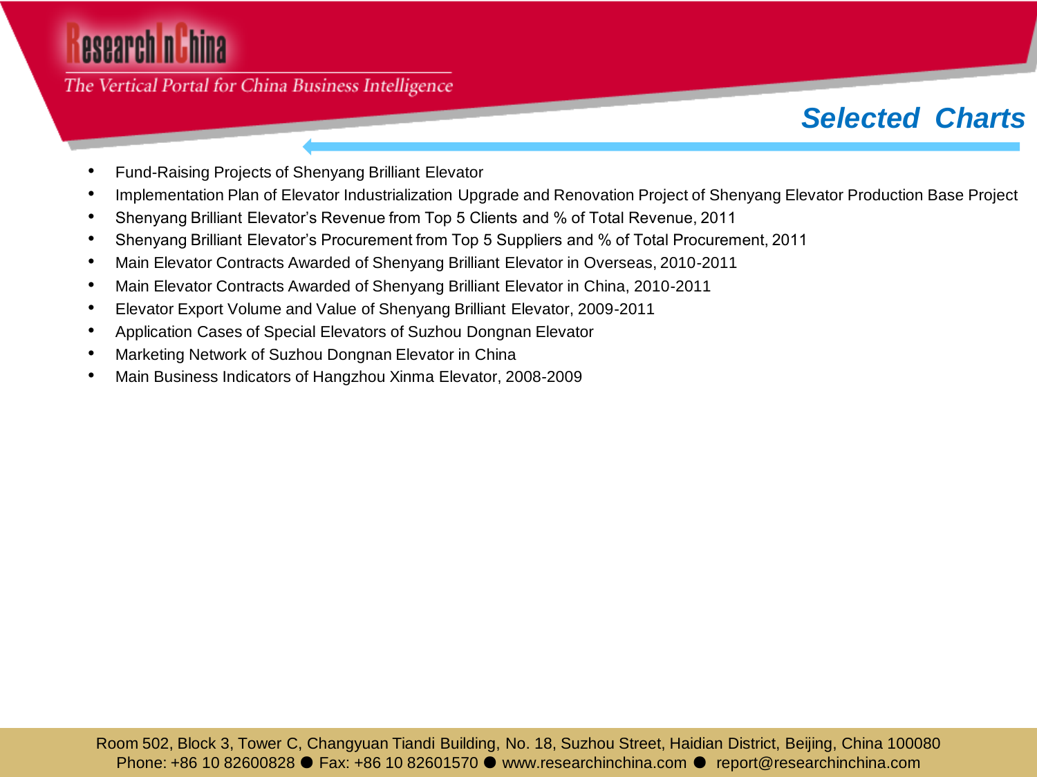## Selected Charts

- Fund-Raising Projects of Shenyang Brilliant Elevator
- Implementation Plan of Elevator Industrialization Upgrade and Renovation Project of Shenyang Elevator Production Base Project
- Shenyang Brilliant Elevator's Revenue from Top 5 Clients and % of Total Revenue, 2011
- Shenyang Brilliant Elevator's Procurement from Top 5 Suppliers and % of Total Procurement, 2011
- Main Elevator Contracts Awarded of Shenyang Brilliant Elevator in Overseas, 2010-2011
- Main Elevator Contracts Awarded of Shenyang Brilliant Elevator in China, 2010-2011
- Elevator Export Volume and Value of Shenyang Brilliant Elevator, 2009-2011
- Application Cases of Special Elevators of Suzhou Dongnan Elevator
- Marketing Network of Suzhou Dongnan Elevator in China
- Main Business Indicators of Hangzhou Xinma Elevator, 2008-2009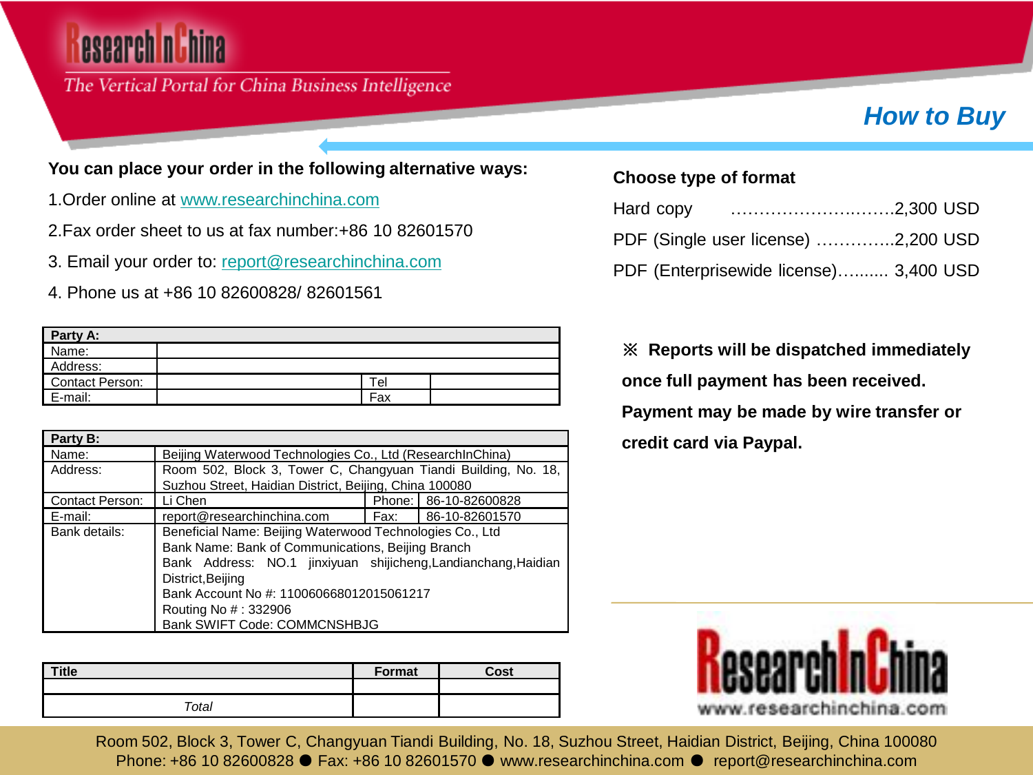## How to Buy

**You can place your order in the following alternative ways:**

1.Order online at www.researchinchina.com

2.Fax order sheet to us at fax number:+86 10 82601570

3. Email your order to: report@researchinchina.com

4. Phone us at +86 10 82600828/ 82601561

| **Party A:** | | | |
|---|---|---|---|
| Name: | | | |
| Address: | | | |
| Contact Person: | | Tel | |
| E-mail: | | Fax | |

| **Party B:** | | | |
|---|---|---|---|
| Name: | Beijing Waterwood Technologies Co., Ltd (ResearchInChina) | | |
| Address: | Room 502, Block 3, Tower C, Changyuan Tiandi Building, No. 18, Suzhou Street, Haidian District, Beijing, China 100080 | | |
| Contact Person: | Li Chen | Phone: | 86-10-82600828 |
| E-mail: | report@researchinchina.com | Fax: | 86-10-82601570 |
| Bank details: | Beneficial Name: Beijing Waterwood Technologies Co., Ltd<br>Bank Name: Bank of Communications, Beijing Branch<br>Bank Address: NO.1 jinxiyuan shijicheng,Landianchang,Haidian District,Beijing<br>Bank Account No #: 110060668012015061217<br>Routing No # : 332906<br>Bank SWIFT Code: COMMCNSHBJG | | |

| **Title** | **Format** | **Cost** |
|---|---|---|
| | | |
| *Total* | | |

**Choose type of format**

Hard copy ……………………..…….2,300 USD

PDF (Single user license) …………..2,200 USD

PDF (Enterprisewide license)…....... 3,400 USD

**※ Reports will be dispatched immediately once full payment has been received. Payment may be made by wire transfer or credit card via Paypal.**

ResearchInChina

www.researchinchina.com

Room 502, Block 3, Tower C, Changyuan Tiandi Building, No. 18, Suzhou Street, Haidian District, Beijing, China 100080

Phone: +86 10 82600828 ● Fax: +86 10 82601570 ● www.researchinchina.com ● report@researchinchina.com